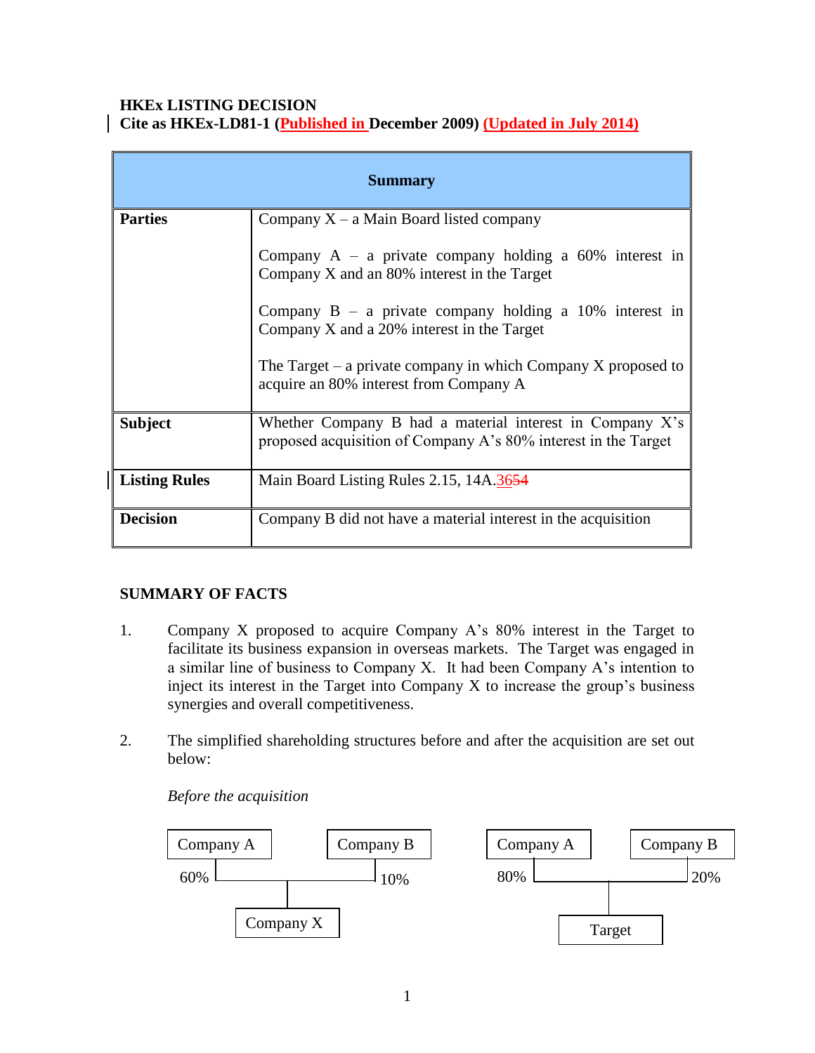**HKEx LISTING DECISION**
**Cite as HKEx-LD81-1 (Published in December 2009) (Updated in July 2014)**

| Summary | |
|---|---|
| **Parties** | Company X – a Main Board listed company<br><br>Company A – a private company holding a 60% interest in Company X and an 80% interest in the Target<br><br>Company B – a private company holding a 10% interest in Company X and a 20% interest in the Target<br><br>The Target – a private company in which Company X proposed to acquire an 80% interest from Company A |
| **Subject** | Whether Company B had a material interest in Company X's proposed acquisition of Company A's 80% interest in the Target |
| **Listing Rules** | Main Board Listing Rules 2.15, 14A.36~~54~~ |
| **Decision** | Company B did not have a material interest in the acquisition |

## SUMMARY OF FACTS

1. Company X proposed to acquire Company A's 80% interest in the Target to facilitate its business expansion in overseas markets. The Target was engaged in a similar line of business to Company X. It had been Company A's intention to inject its interest in the Target into Company X to increase the group's business synergies and overall competitiveness.

2. The simplified shareholding structures before and after the acquisition are set out below:

   *Before the acquisition*

   Company A (60%) and Company B (10%) → Company X

   Company A (80%) and Company B (20%) → Target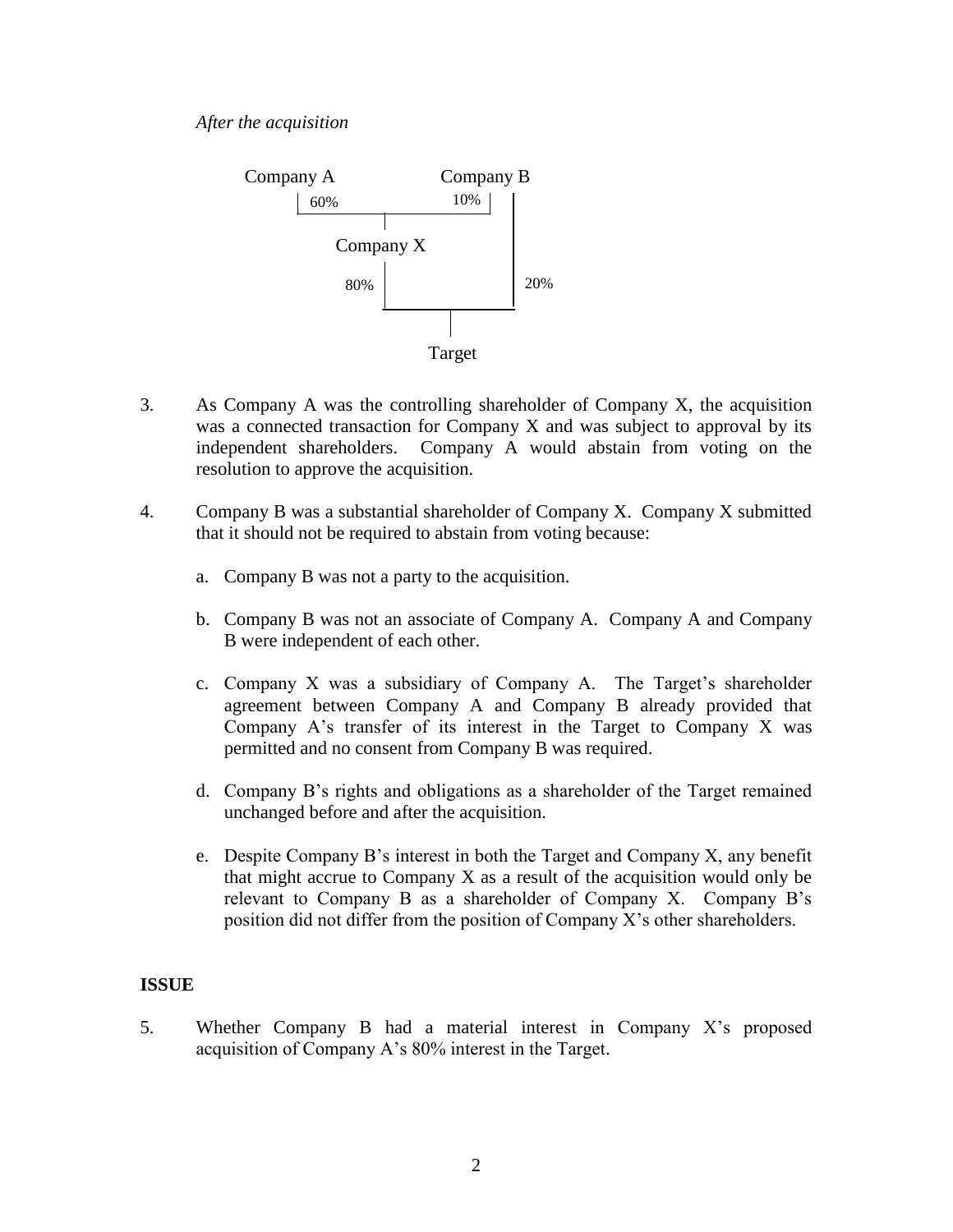*After the acquisition*

```
Company A            Company B
   | 60%          10% |    |
   +--------+---------+    |
            |              |
        Company X          |
            |              |
        80% |              | 20%
            +------+-------+
                   |
                 Target
```

3. As Company A was the controlling shareholder of Company X, the acquisition was a connected transaction for Company X and was subject to approval by its independent shareholders. Company A would abstain from voting on the resolution to approve the acquisition.

4. Company B was a substantial shareholder of Company X. Company X submitted that it should not be required to abstain from voting because:

   a. Company B was not a party to the acquisition.

   b. Company B was not an associate of Company A. Company A and Company B were independent of each other.

   c. Company X was a subsidiary of Company A. The Target's shareholder agreement between Company A and Company B already provided that Company A's transfer of its interest in the Target to Company X was permitted and no consent from Company B was required.

   d. Company B's rights and obligations as a shareholder of the Target remained unchanged before and after the acquisition.

   e. Despite Company B's interest in both the Target and Company X, any benefit that might accrue to Company X as a result of the acquisition would only be relevant to Company B as a shareholder of Company X. Company B's position did not differ from the position of Company X's other shareholders.

**ISSUE**

5. Whether Company B had a material interest in Company X's proposed acquisition of Company A's 80% interest in the Target.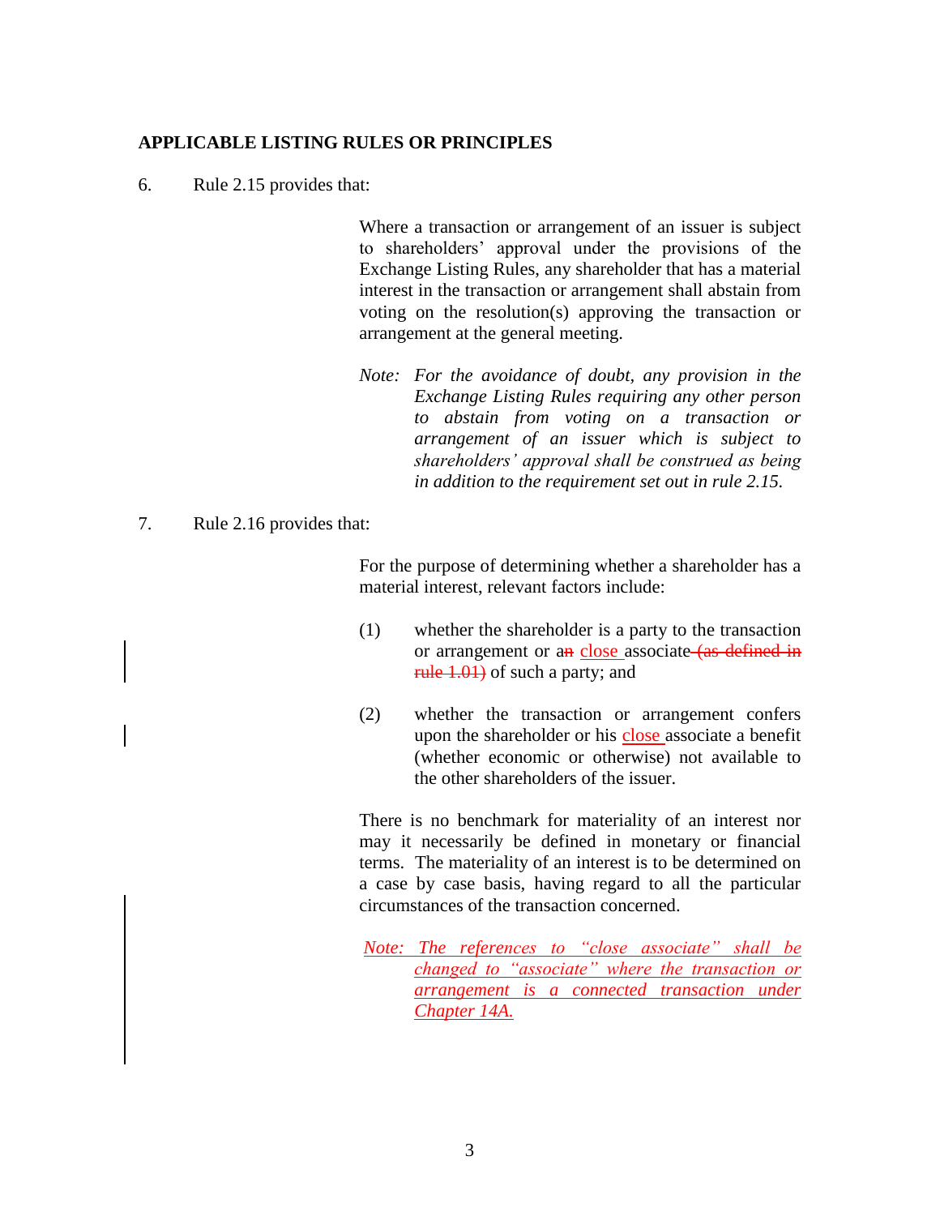## APPLICABLE LISTING RULES OR PRINCIPLES

6. Rule 2.15 provides that:

> Where a transaction or arrangement of an issuer is subject to shareholders' approval under the provisions of the Exchange Listing Rules, any shareholder that has a material interest in the transaction or arrangement shall abstain from voting on the resolution(s) approving the transaction or arrangement at the general meeting.
>
> *Note: For the avoidance of doubt, any provision in the Exchange Listing Rules requiring any other person to abstain from voting on a transaction or arrangement of an issuer which is subject to shareholders' approval shall be construed as being in addition to the requirement set out in rule 2.15.*

7. Rule 2.16 provides that:

> For the purpose of determining whether a shareholder has a material interest, relevant factors include:
>
> (1) whether the shareholder is a party to the transaction or arrangement or a~~n~~ close associate ~~(as defined in rule 1.01)~~ of such a party; and
>
> (2) whether the transaction or arrangement confers upon the shareholder or his close associate a benefit (whether economic or otherwise) not available to the other shareholders of the issuer.
>
> There is no benchmark for materiality of an interest nor may it necessarily be defined in monetary or financial terms. The materiality of an interest is to be determined on a case by case basis, having regard to all the particular circumstances of the transaction concerned.
>
> *Note: The references to "close associate" shall be changed to "associate" where the transaction or arrangement is a connected transaction under Chapter 14A.*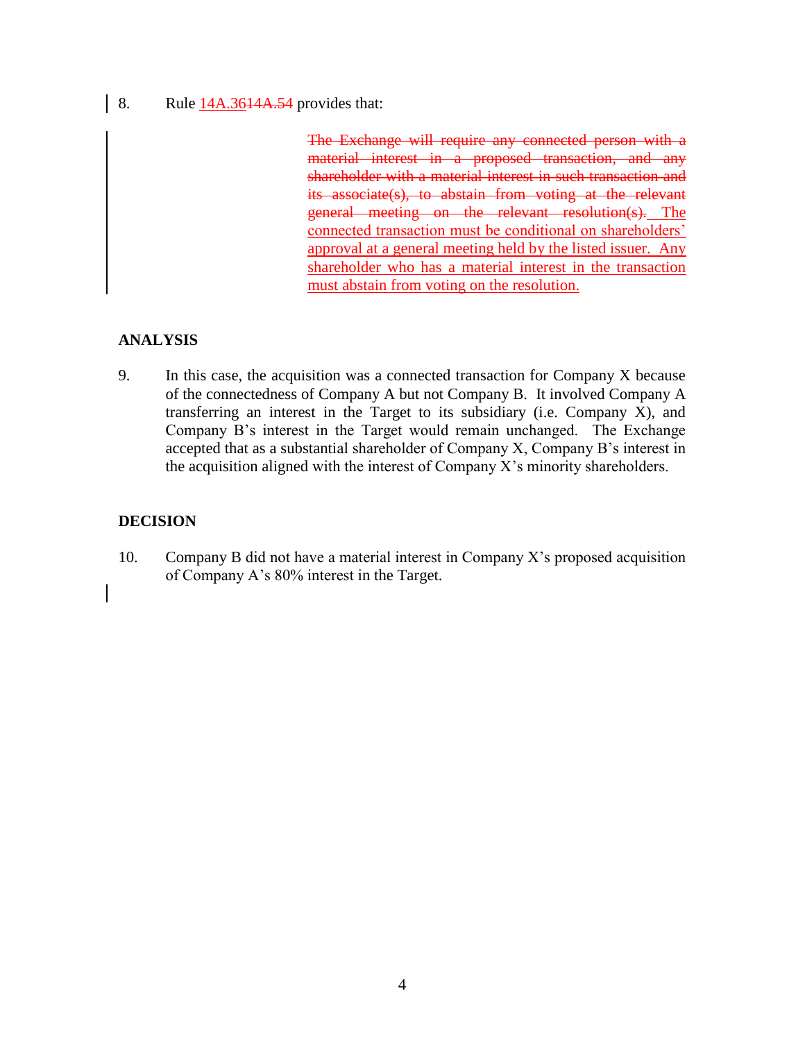8. Rule ~~14A.54~~ 14A.36 provides that:

> ~~The Exchange will require any connected person with a material interest in a proposed transaction, and any shareholder with a material interest in such transaction and its associate(s), to abstain from voting at the relevant general meeting on the relevant resolution(s).~~ The connected transaction must be conditional on shareholders' approval at a general meeting held by the listed issuer. Any shareholder who has a material interest in the transaction must abstain from voting on the resolution.

## ANALYSIS

9. In this case, the acquisition was a connected transaction for Company X because of the connectedness of Company A but not Company B. It involved Company A transferring an interest in the Target to its subsidiary (i.e. Company X), and Company B's interest in the Target would remain unchanged. The Exchange accepted that as a substantial shareholder of Company X, Company B's interest in the acquisition aligned with the interest of Company X's minority shareholders.

## DECISION

10. Company B did not have a material interest in Company X's proposed acquisition of Company A's 80% interest in the Target.